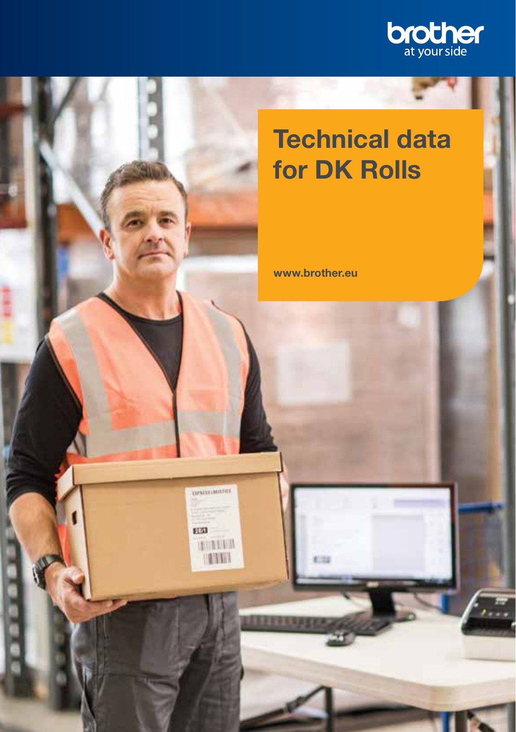brother
at your side

# Technical data for DK Rolls

www.brother.eu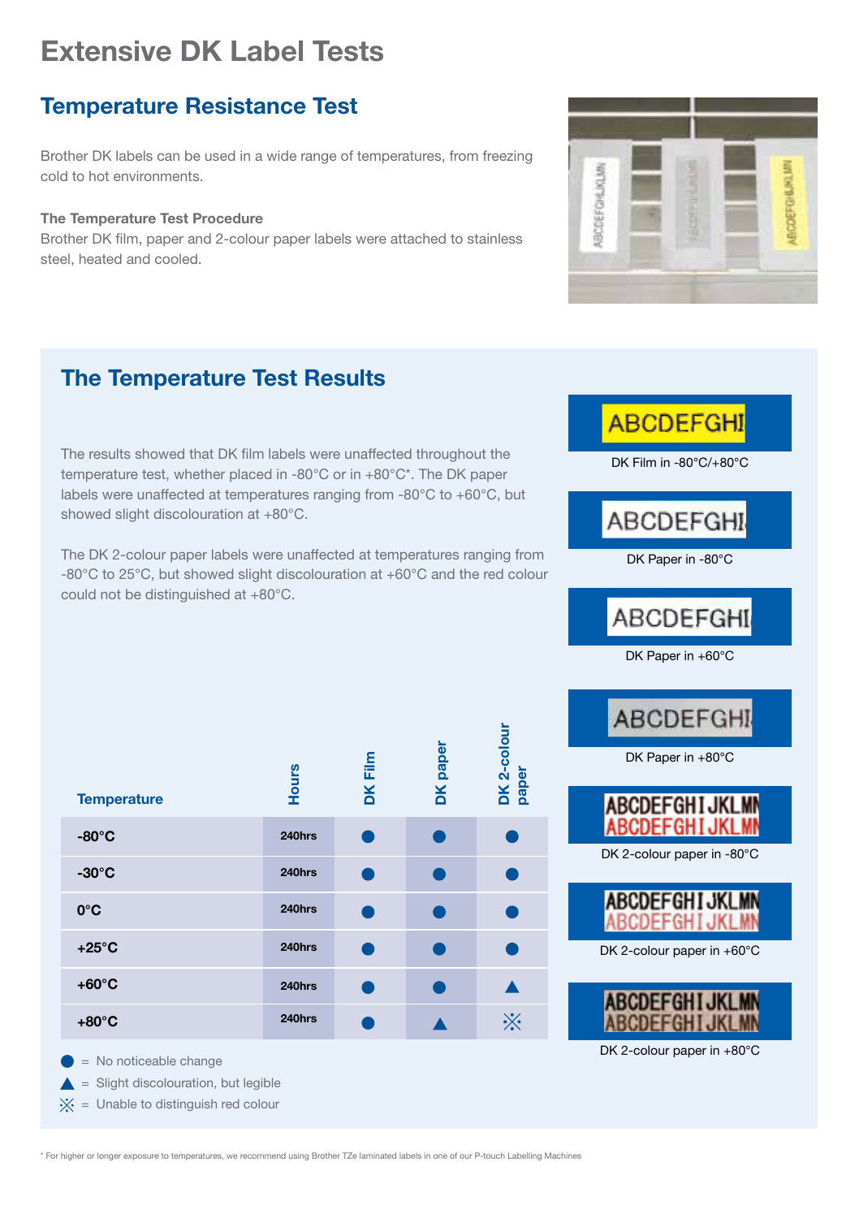# Extensive DK Label Tests

## Temperature Resistance Test

Brother DK labels can be used in a wide range of temperatures, from freezing cold to hot environments.

**The Temperature Test Procedure**

Brother DK film, paper and 2-colour paper labels were attached to stainless steel, heated and cooled.

## The Temperature Test Results

The results showed that DK film labels were unaffected throughout the temperature test, whether placed in -80°C or in +80°C*. The DK paper labels were unaffected at temperatures ranging from -80°C to +60°C, but showed slight discolouration at +80°C.

The DK 2-colour paper labels were unaffected at temperatures ranging from -80°C to 25°C, but showed slight discolouration at +60°C and the red colour could not be distinguished at +80°C.

| Temperature | Hours | DK Film | DK paper | DK 2-colour paper |
|---|---|---|---|---|
| -80°C | 240hrs | ● | ● | ● |
| -30°C | 240hrs | ● | ● | ● |
| 0°C | 240hrs | ● | ● | ● |
| +25°C | 240hrs | ● | ● | ● |
| +60°C | 240hrs | ● | ● | ▲ |
| +80°C | 240hrs | ● | ▲ | ⁜ |

● = No noticeable change

▲ = Slight discolouration, but legible

⁜ = Unable to distinguish red colour

ABCDEFGHI

DK Film in -80°C/+80°C

ABCDEFGHI

DK Paper in -80°C

ABCDEFGHI

DK Paper in +60°C

ABCDEFGHI

DK Paper in +80°C

ABCDEFGHIJKLMN
ABCDEFGHIJKLMN

DK 2-colour paper in -80°C

ABCDEFGHIJKLMN
ABCDEFGHIJKLMN

DK 2-colour paper in +60°C

ABCDEFGHIJKLMN
ABCDEFGHIJKLMN

DK 2-colour paper in +80°C

\* For higher or longer exposure to temperatures, we recommend using Brother TZe laminated labels in one of our P-touch Labelling Machines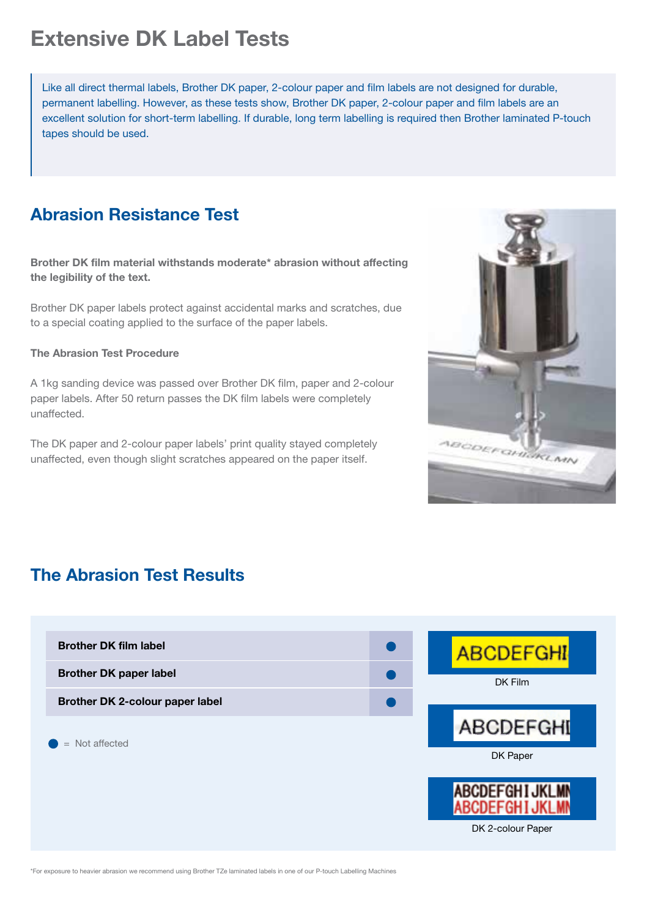# Extensive DK Label Tests

Like all direct thermal labels, Brother DK paper, 2-colour paper and film labels are not designed for durable, permanent labelling. However, as these tests show, Brother DK paper, 2-colour paper and film labels are an excellent solution for short-term labelling. If durable, long term labelling is required then Brother laminated P-touch tapes should be used.

## Abrasion Resistance Test

**Brother DK film material withstands moderate* abrasion without affecting the legibility of the text.**

Brother DK paper labels protect against accidental marks and scratches, due to a special coating applied to the surface of the paper labels.

**The Abrasion Test Procedure**

A 1kg sanding device was passed over Brother DK film, paper and 2-colour paper labels. After 50 return passes the DK film labels were completely unaffected.

The DK paper and 2-colour paper labels' print quality stayed completely unaffected, even though slight scratches appeared on the paper itself.

## The Abrasion Test Results

| Label | Result |
|---|---|
| **Brother DK film label** | ● |
| **Brother DK paper label** | ● |
| **Brother DK 2-colour paper label** | ● |

● = Not affected

DK Film

DK Paper

DK 2-colour Paper

*For exposure to heavier abrasion we recommend using Brother TZe laminated labels in one of our P-touch Labelling Machines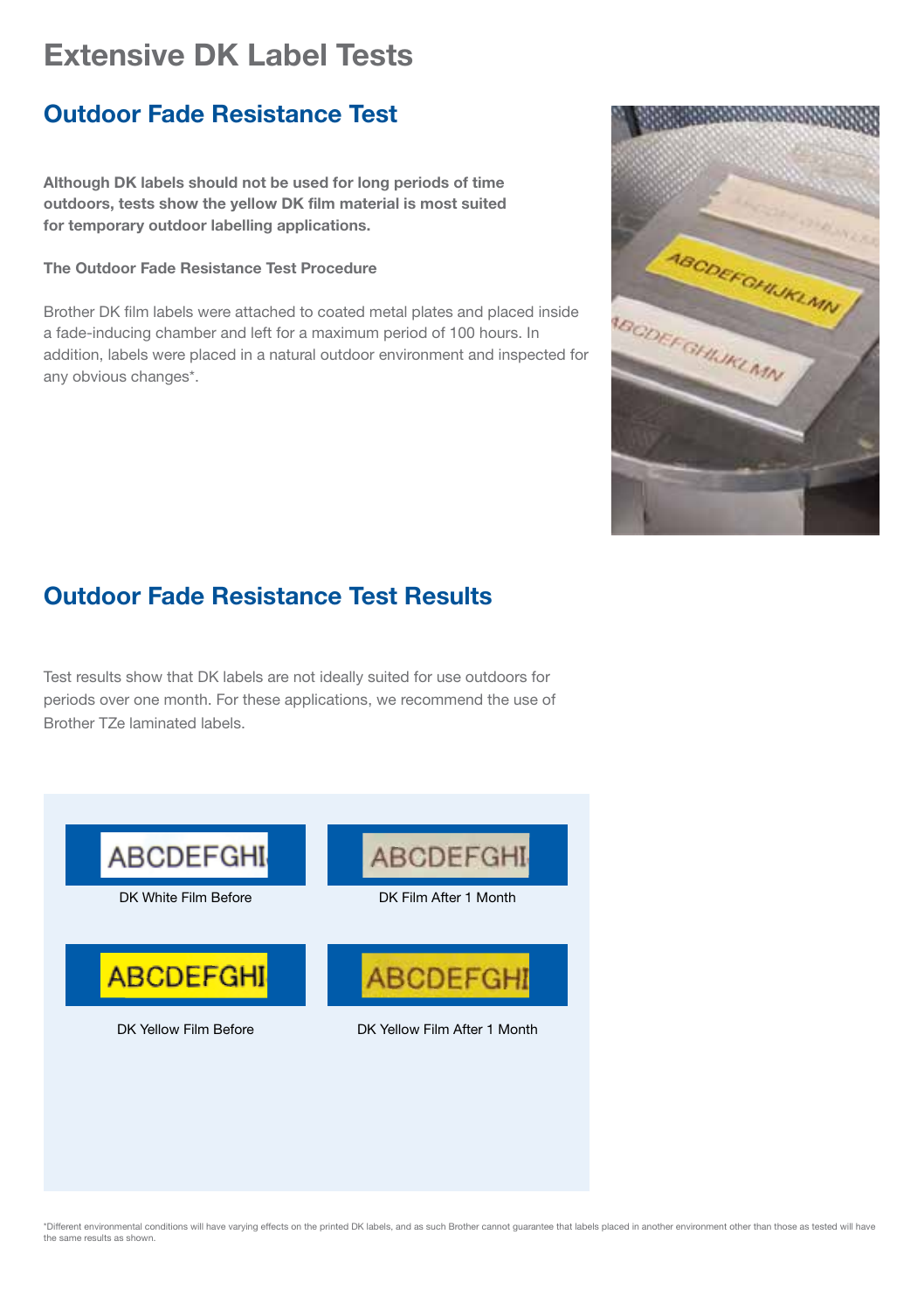# Extensive DK Label Tests

## Outdoor Fade Resistance Test

**Although DK labels should not be used for long periods of time outdoors, tests show the yellow DK film material is most suited for temporary outdoor labelling applications.**

**The Outdoor Fade Resistance Test Procedure**

Brother DK film labels were attached to coated metal plates and placed inside a fade-inducing chamber and left for a maximum period of 100 hours. In addition, labels were placed in a natural outdoor environment and inspected for any obvious changes*.

## Outdoor Fade Resistance Test Results

Test results show that DK labels are not ideally suited for use outdoors for periods over one month. For these applications, we recommend the use of Brother TZe laminated labels.

DK White Film Before

DK Film After 1 Month

DK Yellow Film Before

DK Yellow Film After 1 Month

*Different environmental conditions will have varying effects on the printed DK labels, and as such Brother cannot guarantee that labels placed in another environment other than those as tested will have the same results as shown.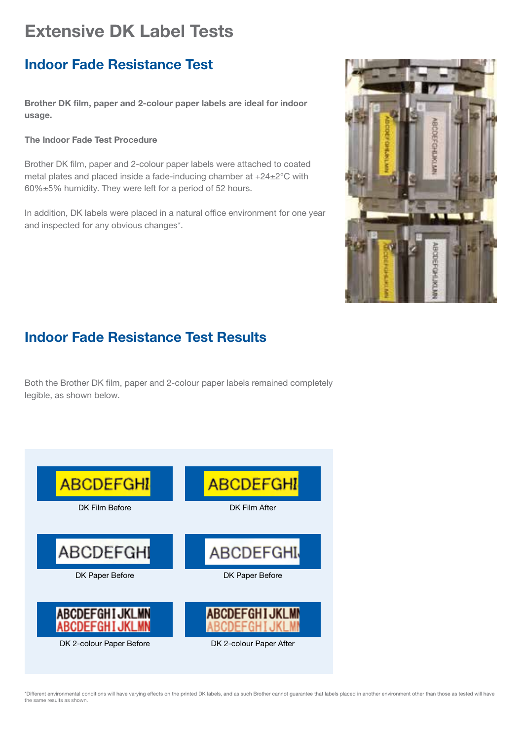# Extensive DK Label Tests

## Indoor Fade Resistance Test

**Brother DK film, paper and 2-colour paper labels are ideal for indoor usage.**

**The Indoor Fade Test Procedure**

Brother DK film, paper and 2-colour paper labels were attached to coated metal plates and placed inside a fade-inducing chamber at +24±2°C with 60%±5% humidity. They were left for a period of 52 hours.

In addition, DK labels were placed in a natural office environment for one year and inspected for any obvious changes*.

## Indoor Fade Resistance Test Results

Both the Brother DK film, paper and 2-colour paper labels remained completely legible, as shown below.

ABCDEFGHI

DK Film Before

ABCDEFGHI

DK Film After

ABCDEFGHI

DK Paper Before

ABCDEFGHI

DK Paper Before

ABCDEFGHIJKLMN
ABCDEFGHIJKLMN

DK 2-colour Paper Before

ABCDEFGHIJKLM
ABCDEFGHIJKLM

DK 2-colour Paper After

*Different environmental conditions will have varying effects on the printed DK labels, and as such Brother cannot guarantee that labels placed in another environment other than those as tested will have the same results as shown.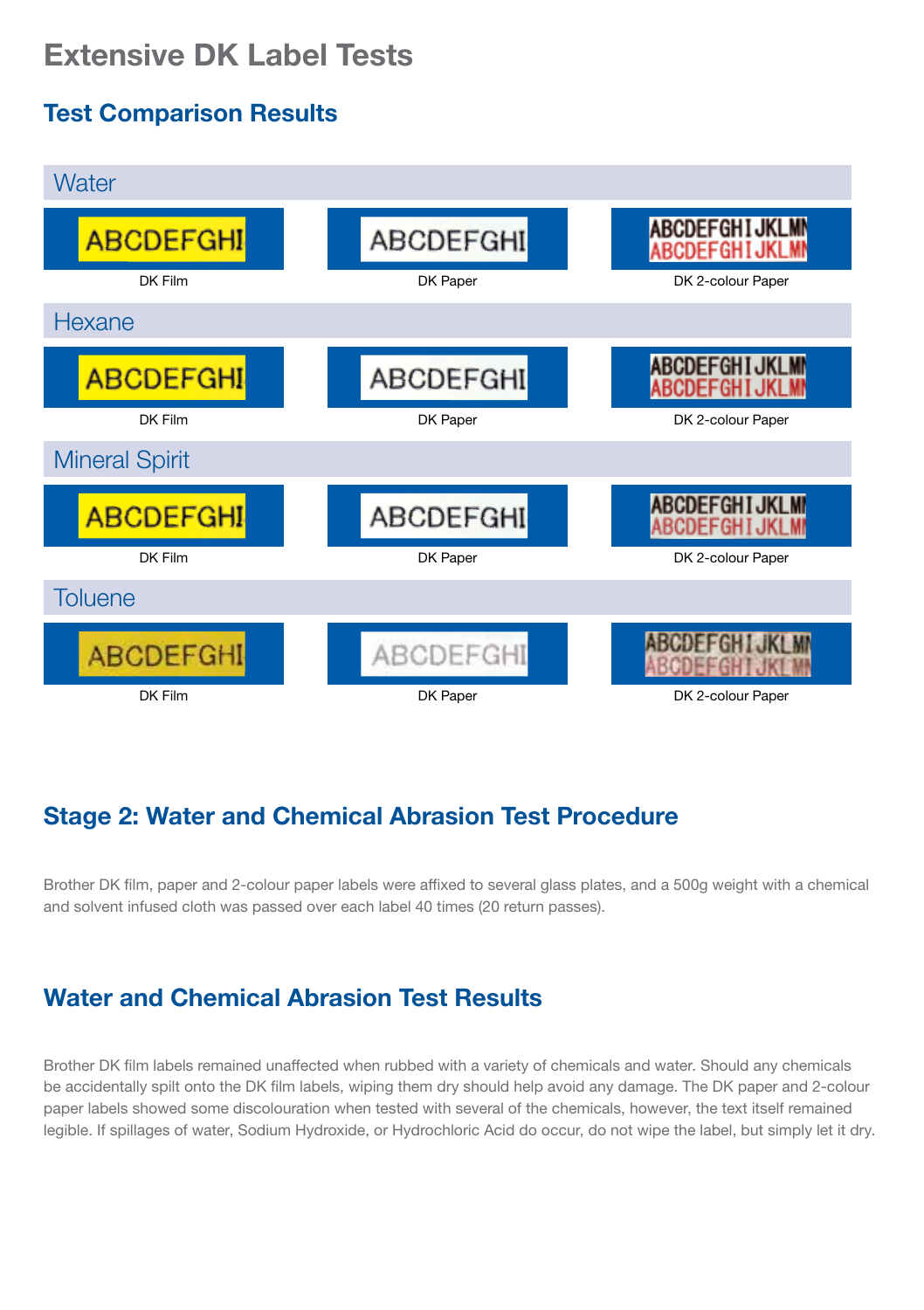# Extensive DK Label Tests

## Test Comparison Results

### Water

ABCDEFGHI — DK Film

ABCDEFGHI — DK Paper

ABCDEFGHIJKLMN / ABCDEFGHIJKLMN — DK 2-colour Paper

### Hexane

ABCDEFGHI — DK Film

ABCDEFGHI — DK Paper

ABCDEFGHIJKLMN / ABCDEFGHIJKLMN — DK 2-colour Paper

### Mineral Spirit

ABCDEFGHI — DK Film

ABCDEFGHI — DK Paper

ABCDEFGHIJKLMN / ABCDEFGHIJKLMN — DK 2-colour Paper

### Toluene

ABCDEFGHI — DK Film

ABCDEFGHI — DK Paper

ABCDEFGHIJKLMN / ABCDEFGHIJKLMN — DK 2-colour Paper

## Stage 2: Water and Chemical Abrasion Test Procedure

Brother DK film, paper and 2-colour paper labels were affixed to several glass plates, and a 500g weight with a chemical and solvent infused cloth was passed over each label 40 times (20 return passes).

## Water and Chemical Abrasion Test Results

Brother DK film labels remained unaffected when rubbed with a variety of chemicals and water. Should any chemicals be accidentally spilt onto the DK film labels, wiping them dry should help avoid any damage. The DK paper and 2-colour paper labels showed some discolouration when tested with several of the chemicals, however, the text itself remained legible. If spillages of water, Sodium Hydroxide, or Hydrochloric Acid do occur, do not wipe the label, but simply let it dry.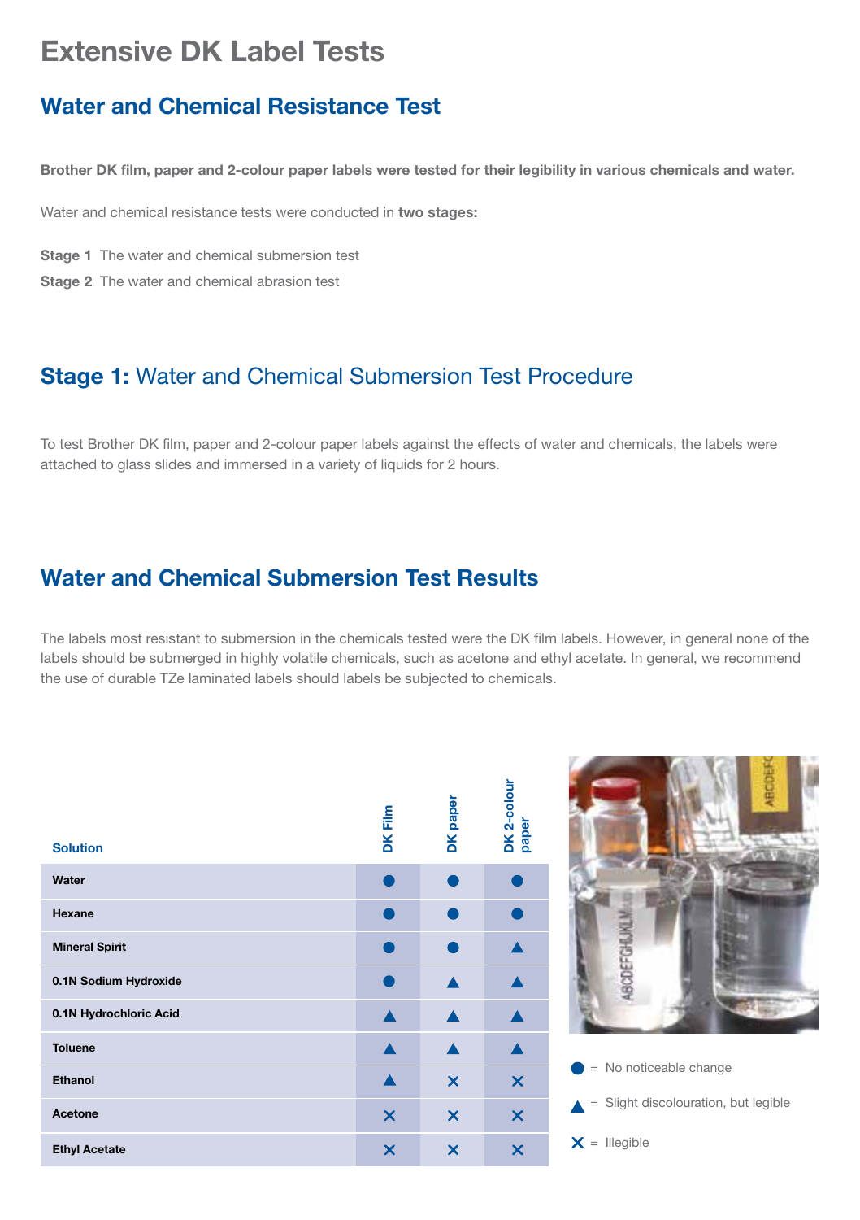# Extensive DK Label Tests

## Water and Chemical Resistance Test

**Brother DK film, paper and 2-colour paper labels were tested for their legibility in various chemicals and water.**

Water and chemical resistance tests were conducted in **two stages:**

**Stage 1** The water and chemical submersion test

**Stage 2** The water and chemical abrasion test

## Stage 1: Water and Chemical Submersion Test Procedure

To test Brother DK film, paper and 2-colour paper labels against the effects of water and chemicals, the labels were attached to glass slides and immersed in a variety of liquids for 2 hours.

## Water and Chemical Submersion Test Results

The labels most resistant to submersion in the chemicals tested were the DK film labels. However, in general none of the labels should be submerged in highly volatile chemicals, such as acetone and ethyl acetate. In general, we recommend the use of durable TZe laminated labels should labels be subjected to chemicals.

| Solution | DK Film | DK paper | DK 2-colour paper |
|---|---|---|---|
| Water | ● | ● | ● |
| Hexane | ● | ● | ● |
| Mineral Spirit | ● | ● | ▲ |
| 0.1N Sodium Hydroxide | ● | ▲ | ▲ |
| 0.1N Hydrochloric Acid | ▲ | ▲ | ▲ |
| Toluene | ▲ | ▲ | ▲ |
| Ethanol | ▲ | ✕ | ✕ |
| Acetone | ✕ | ✕ | ✕ |
| Ethyl Acetate | ✕ | ✕ | ✕ |

● = No noticeable change

▲ = Slight discolouration, but legible

✕ = Illegible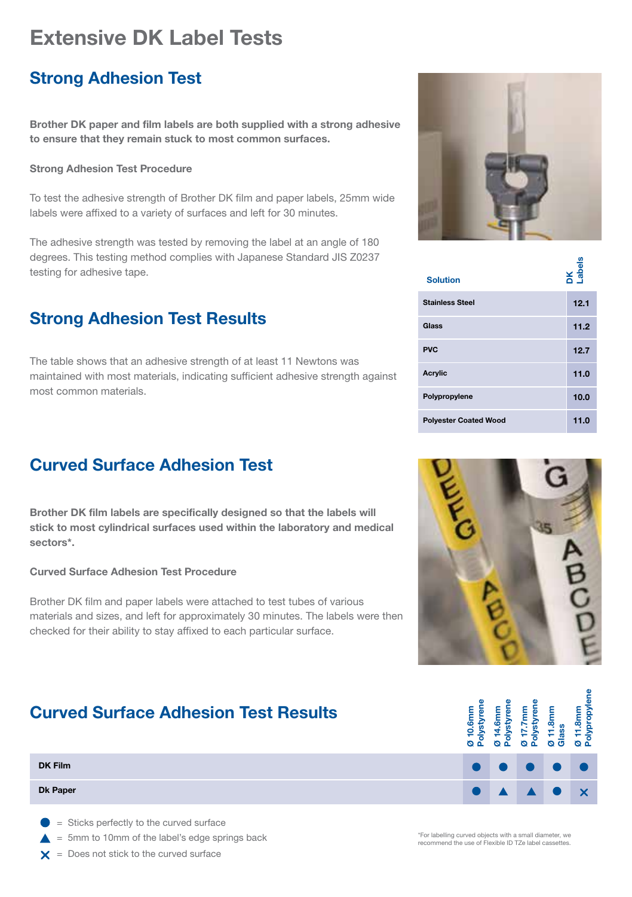# Extensive DK Label Tests

## Strong Adhesion Test

**Brother DK paper and film labels are both supplied with a strong adhesive to ensure that they remain stuck to most common surfaces.**

**Strong Adhesion Test Procedure**

To test the adhesive strength of Brother DK film and paper labels, 25mm wide labels were affixed to a variety of surfaces and left for 30 minutes.

The adhesive strength was tested by removing the label at an angle of 180 degrees. This testing method complies with Japanese Standard JIS Z0237 testing for adhesive tape.

## Strong Adhesion Test Results

The table shows that an adhesive strength of at least 11 Newtons was maintained with most materials, indicating sufficient adhesive strength against most common materials.

| Solution | DK Labels |
|---|---|
| Stainless Steel | 12.1 |
| Glass | 11.2 |
| PVC | 12.7 |
| Acrylic | 11.0 |
| Polypropylene | 10.0 |
| Polyester Coated Wood | 11.0 |

## Curved Surface Adhesion Test

**Brother DK film labels are specifically designed so that the labels will stick to most cylindrical surfaces used within the laboratory and medical sectors*.**

**Curved Surface Adhesion Test Procedure**

Brother DK film and paper labels were attached to test tubes of various materials and sizes, and left for approximately 30 minutes. The labels were then checked for their ability to stay affixed to each particular surface.

## Curved Surface Adhesion Test Results

| | Ø 10.6mm Polystyrene | Ø 14.6mm Polystyrene | Ø 17.7mm Polystyrene | Ø 11.8mm Glass | Ø 11.8mm Polypropylene |
|---|---|---|---|---|---|
| DK Film | ● | ● | ● | ● | ● |
| Dk Paper | ● | ▲ | ▲ | ● | ✕ |

● = Sticks perfectly to the curved surface

▲ = 5mm to 10mm of the label's edge springs back

✕ = Does not stick to the curved surface

*For labelling curved objects with a small diameter, we recommend the use of Flexible ID TZe label cassettes.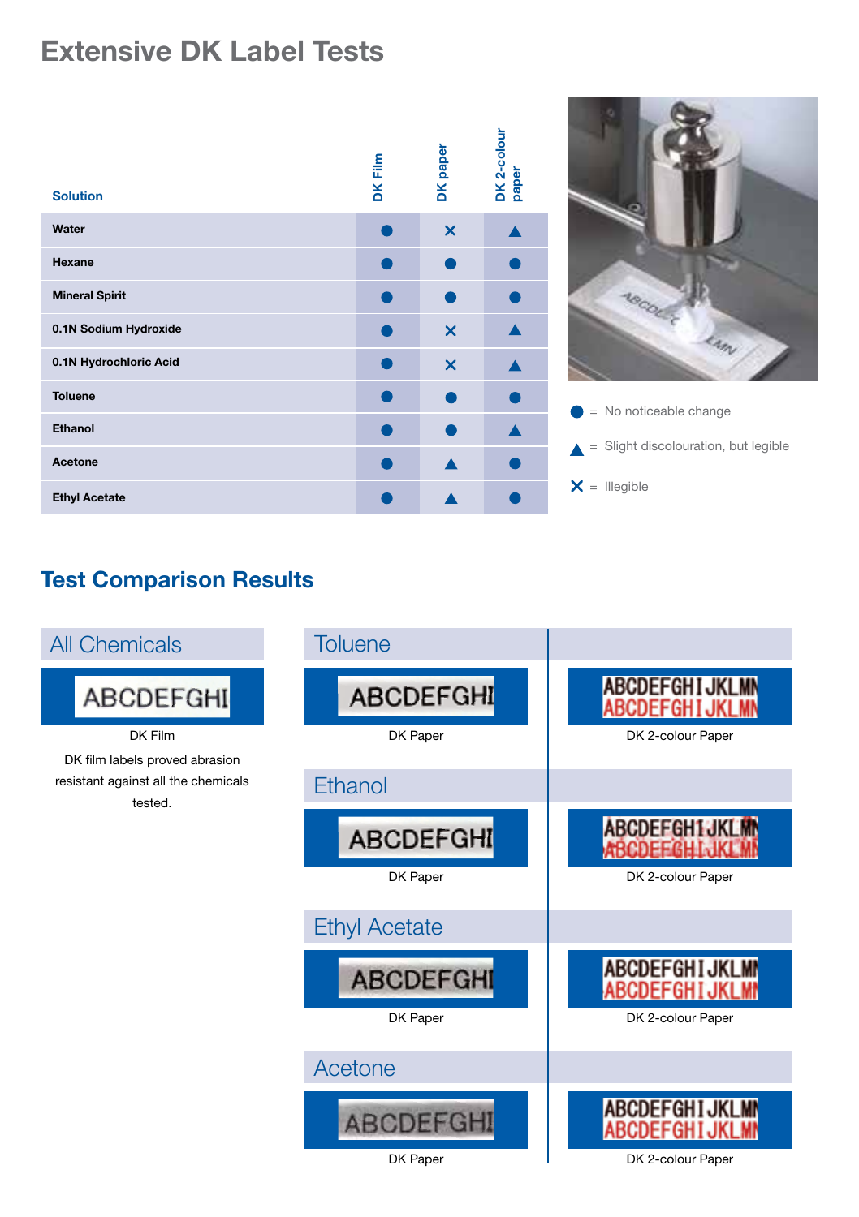# Extensive DK Label Tests

| Solution | DK Film | DK paper | DK 2-colour paper |
|---|---|---|---|
| Water | ● | ✕ | ▲ |
| Hexane | ● | ● | ● |
| Mineral Spirit | ● | ● | ● |
| 0.1N Sodium Hydroxide | ● | ✕ | ▲ |
| 0.1N Hydrochloric Acid | ● | ✕ | ▲ |
| Toluene | ● | ● | ● |
| Ethanol | ● | ● | ▲ |
| Acetone | ● | ▲ | ● |
| Ethyl Acetate | ● | ▲ | ● |

● = No noticeable change

▲ = Slight discolouration, but legible

✕ = Illegible

## Test Comparison Results

### All Chemicals

DK Film

DK film labels proved abrasion resistant against all the chemicals tested.

### Toluene

DK Paper

DK 2-colour Paper

### Ethanol

DK Paper

DK 2-colour Paper

### Ethyl Acetate

DK Paper

DK 2-colour Paper

### Acetone

DK Paper

DK 2-colour Paper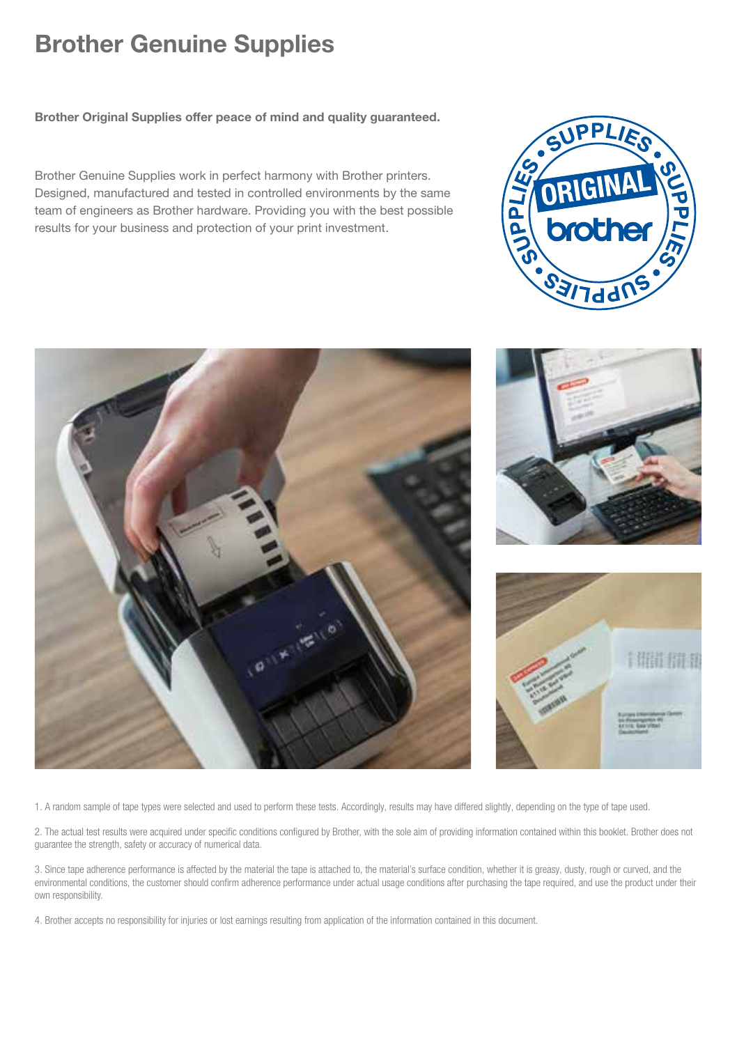# Brother Genuine Supplies

**Brother Original Supplies offer peace of mind and quality guaranteed.**

Brother Genuine Supplies work in perfect harmony with Brother printers. Designed, manufactured and tested in controlled environments by the same team of engineers as Brother hardware. Providing you with the best possible results for your business and protection of your print investment.

1. A random sample of tape types were selected and used to perform these tests. Accordingly, results may have differed slightly, depending on the type of tape used.

2. The actual test results were acquired under specific conditions configured by Brother, with the sole aim of providing information contained within this booklet. Brother does not guarantee the strength, safety or accuracy of numerical data.

3. Since tape adherence performance is affected by the material the tape is attached to, the material's surface condition, whether it is greasy, dusty, rough or curved, and the environmental conditions, the customer should confirm adherence performance under actual usage conditions after purchasing the tape required, and use the product under their own responsibility.

4. Brother accepts no responsibility for injuries or lost earnings resulting from application of the information contained in this document.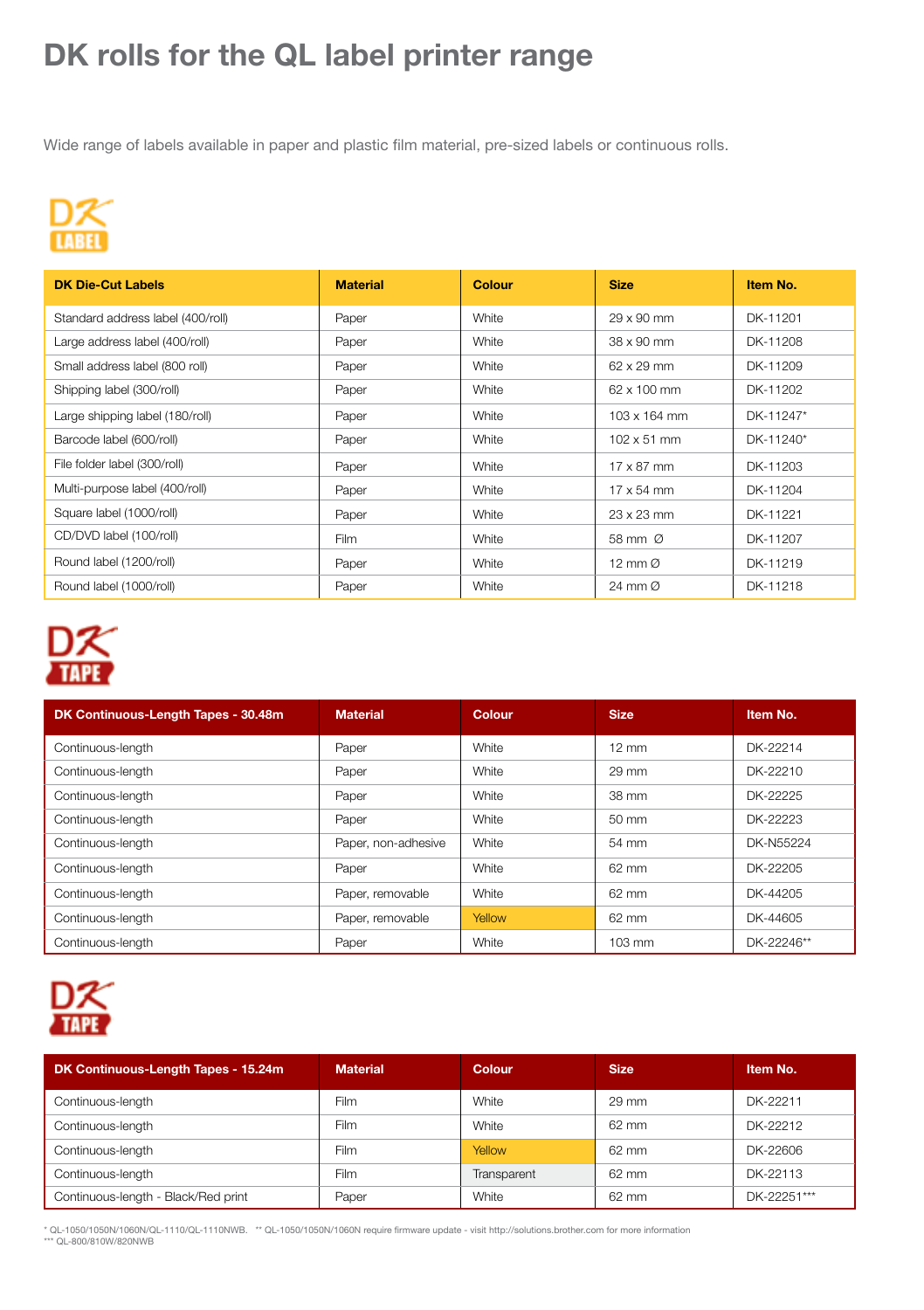# DK rolls for the QL label printer range

Wide range of labels available in paper and plastic film material, pre-sized labels or continuous rolls.

| DK Die-Cut Labels | Material | Colour | Size | Item No. |
|---|---|---|---|---|
| Standard address label (400/roll) | Paper | White | 29 x 90 mm | DK-11201 |
| Large address label (400/roll) | Paper | White | 38 x 90 mm | DK-11208 |
| Small address label (800 roll) | Paper | White | 62 x 29 mm | DK-11209 |
| Shipping label (300/roll) | Paper | White | 62 x 100 mm | DK-11202 |
| Large shipping label (180/roll) | Paper | White | 103 x 164 mm | DK-11247* |
| Barcode label (600/roll) | Paper | White | 102 x 51 mm | DK-11240* |
| File folder label (300/roll) | Paper | White | 17 x 87 mm | DK-11203 |
| Multi-purpose label (400/roll) | Paper | White | 17 x 54 mm | DK-11204 |
| Square label (1000/roll) | Paper | White | 23 x 23 mm | DK-11221 |
| CD/DVD label (100/roll) | Film | White | 58 mm Ø | DK-11207 |
| Round label (1200/roll) | Paper | White | 12 mm Ø | DK-11219 |
| Round label (1000/roll) | Paper | White | 24 mm Ø | DK-11218 |

| DK Continuous-Length Tapes - 30.48m | Material | Colour | Size | Item No. |
|---|---|---|---|---|
| Continuous-length | Paper | White | 12 mm | DK-22214 |
| Continuous-length | Paper | White | 29 mm | DK-22210 |
| Continuous-length | Paper | White | 38 mm | DK-22225 |
| Continuous-length | Paper | White | 50 mm | DK-22223 |
| Continuous-length | Paper, non-adhesive | White | 54 mm | DK-N55224 |
| Continuous-length | Paper | White | 62 mm | DK-22205 |
| Continuous-length | Paper, removable | White | 62 mm | DK-44205 |
| Continuous-length | Paper, removable | Yellow | 62 mm | DK-44605 |
| Continuous-length | Paper | White | 103 mm | DK-22246** |

| DK Continuous-Length Tapes - 15.24m | Material | Colour | Size | Item No. |
|---|---|---|---|---|
| Continuous-length | Film | White | 29 mm | DK-22211 |
| Continuous-length | Film | White | 62 mm | DK-22212 |
| Continuous-length | Film | Yellow | 62 mm | DK-22606 |
| Continuous-length | Film | Transparent | 62 mm | DK-22113 |
| Continuous-length - Black/Red print | Paper | White | 62 mm | DK-22251*** |

* QL-1050/1050N/1060N/QL-1110/QL-1110NWB. ** QL-1050/1050N/1060N require firmware update - visit http://solutions.brother.com for more information
*** QL-800/810W/820NWB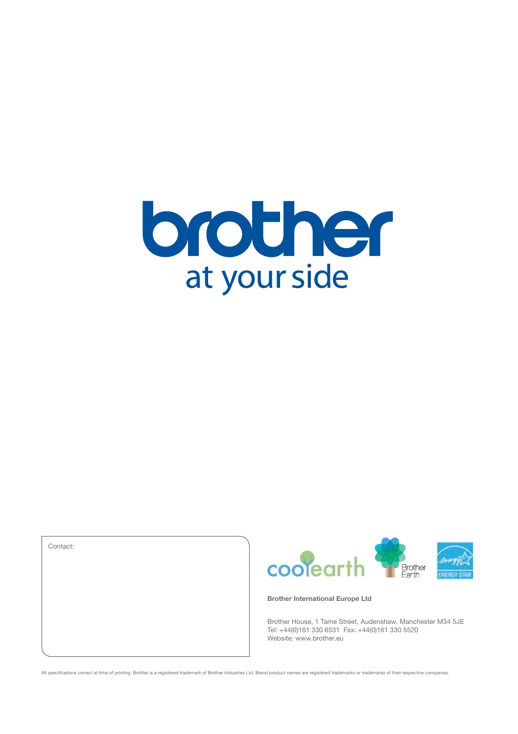brother

at your side

Contact:

coolearth

Brother Earth

**Brother International Europe Ltd**

Brother House, 1 Tame Street, Audenshaw, Manchester M34 5JE
Tel: +44(0)161 330 6531 Fax: +44(0)161 330 5520
Website: www.brother.eu

All specifications correct at time of printing. Brother is a registered trademark of Brother Industries Ltd. Brand product names are registered trademarks or trademarks of their respective companies.